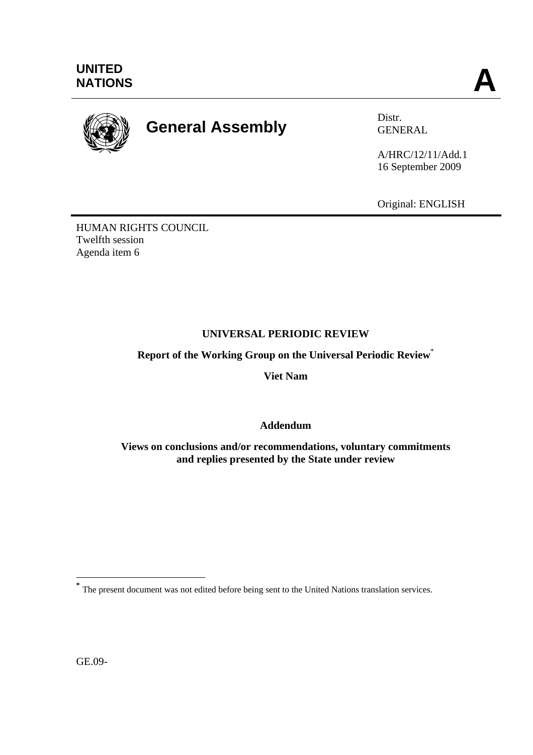**UNITED NATIONS**

**A**

# General Assembly

Distr.
GENERAL

A/HRC/12/11/Add.1
16 September 2009

Original: ENGLISH

HUMAN RIGHTS COUNCIL
Twelfth session
Agenda item 6

## UNIVERSAL PERIODIC REVIEW

**Report of the Working Group on the Universal Periodic Review***

**Viet Nam**

**Addendum**

**Views on conclusions and/or recommendations, voluntary commitments and replies presented by the State under review**

---

* The present document was not edited before being sent to the United Nations translation services.

GE.09-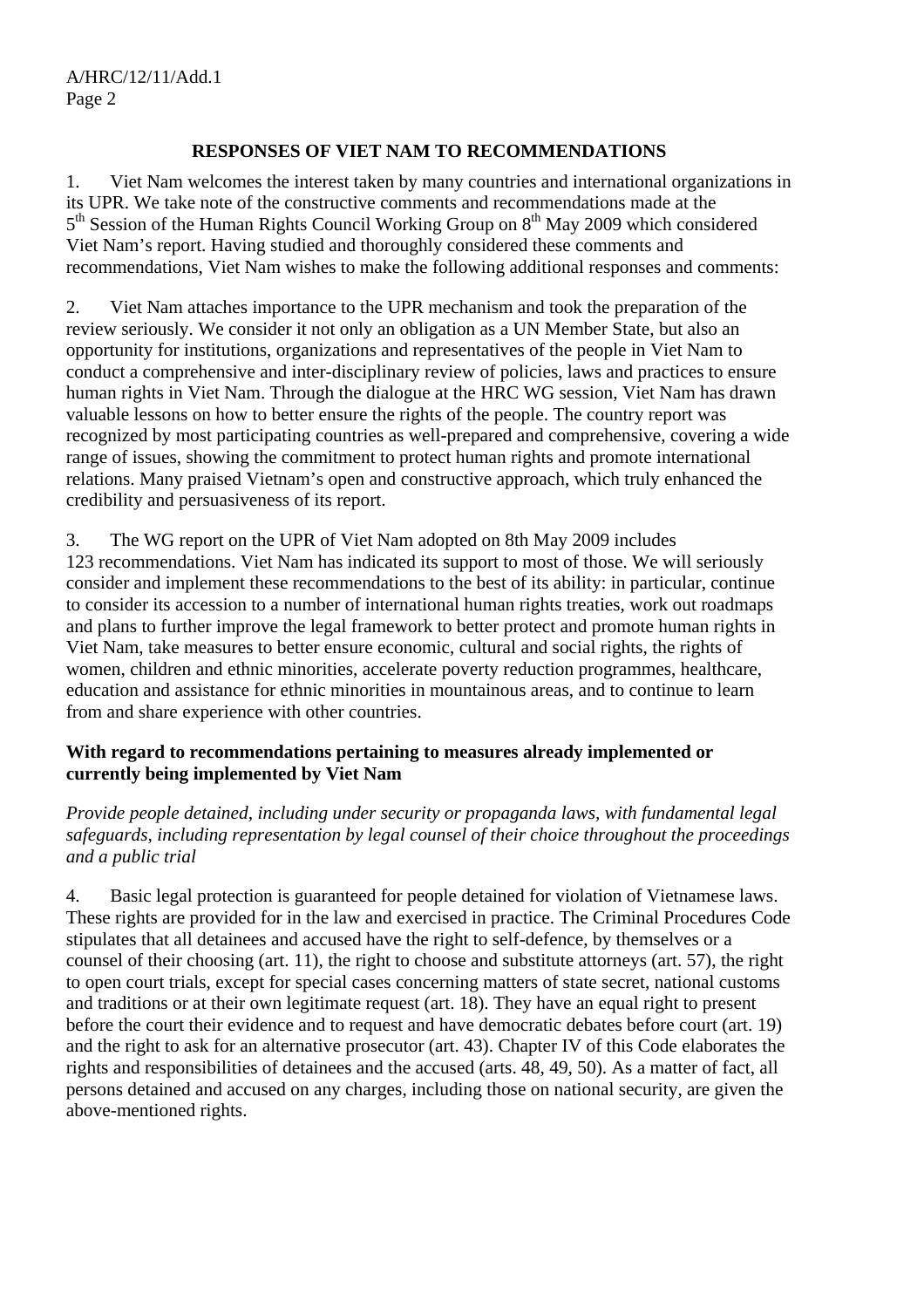## RESPONSES OF VIET NAM TO RECOMMENDATIONS

1. Viet Nam welcomes the interest taken by many countries and international organizations in its UPR. We take note of the constructive comments and recommendations made at the 5th Session of the Human Rights Council Working Group on 8th May 2009 which considered Viet Nam's report. Having studied and thoroughly considered these comments and recommendations, Viet Nam wishes to make the following additional responses and comments:

2. Viet Nam attaches importance to the UPR mechanism and took the preparation of the review seriously. We consider it not only an obligation as a UN Member State, but also an opportunity for institutions, organizations and representatives of the people in Viet Nam to conduct a comprehensive and inter-disciplinary review of policies, laws and practices to ensure human rights in Viet Nam. Through the dialogue at the HRC WG session, Viet Nam has drawn valuable lessons on how to better ensure the rights of the people. The country report was recognized by most participating countries as well-prepared and comprehensive, covering a wide range of issues, showing the commitment to protect human rights and promote international relations. Many praised Vietnam's open and constructive approach, which truly enhanced the credibility and persuasiveness of its report.

3. The WG report on the UPR of Viet Nam adopted on 8th May 2009 includes 123 recommendations. Viet Nam has indicated its support to most of those. We will seriously consider and implement these recommendations to the best of its ability: in particular, continue to consider its accession to a number of international human rights treaties, work out roadmaps and plans to further improve the legal framework to better protect and promote human rights in Viet Nam, take measures to better ensure economic, cultural and social rights, the rights of women, children and ethnic minorities, accelerate poverty reduction programmes, healthcare, education and assistance for ethnic minorities in mountainous areas, and to continue to learn from and share experience with other countries.

**With regard to recommendations pertaining to measures already implemented or currently being implemented by Viet Nam**

*Provide people detained, including under security or propaganda laws, with fundamental legal safeguards, including representation by legal counsel of their choice throughout the proceedings and a public trial*

4. Basic legal protection is guaranteed for people detained for violation of Vietnamese laws. These rights are provided for in the law and exercised in practice. The Criminal Procedures Code stipulates that all detainees and accused have the right to self-defence, by themselves or a counsel of their choosing (art. 11), the right to choose and substitute attorneys (art. 57), the right to open court trials, except for special cases concerning matters of state secret, national customs and traditions or at their own legitimate request (art. 18). They have an equal right to present before the court their evidence and to request and have democratic debates before court (art. 19) and the right to ask for an alternative prosecutor (art. 43). Chapter IV of this Code elaborates the rights and responsibilities of detainees and the accused (arts. 48, 49, 50). As a matter of fact, all persons detained and accused on any charges, including those on national security, are given the above-mentioned rights.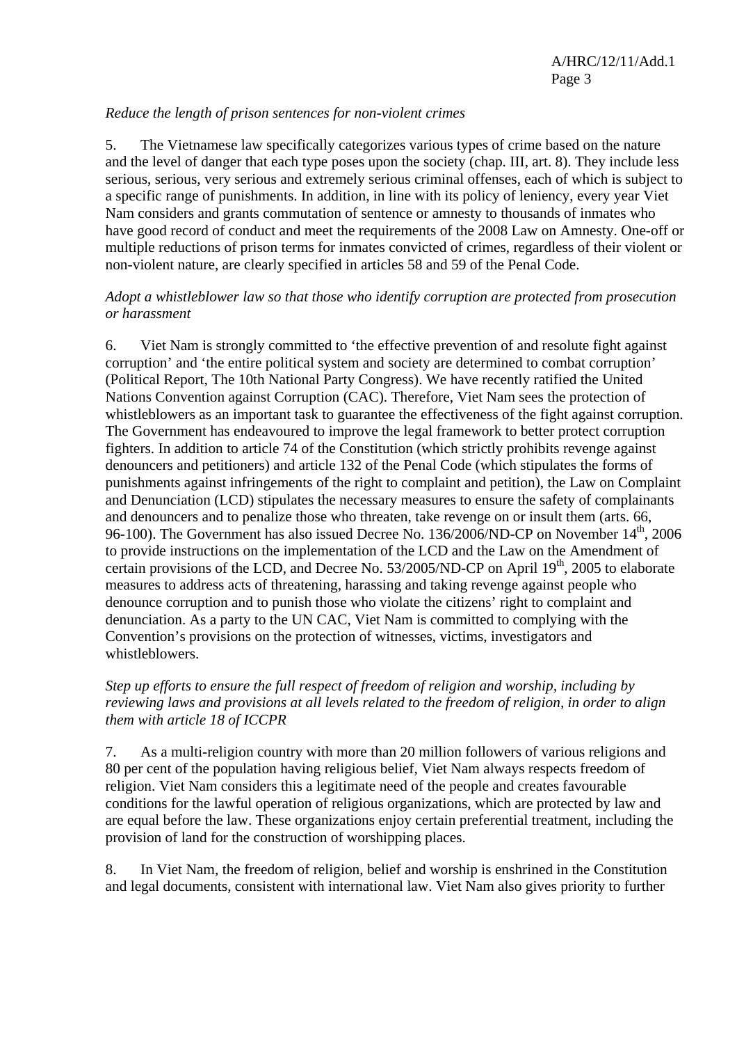*Reduce the length of prison sentences for non-violent crimes*

5. The Vietnamese law specifically categorizes various types of crime based on the nature and the level of danger that each type poses upon the society (chap. III, art. 8). They include less serious, serious, very serious and extremely serious criminal offenses, each of which is subject to a specific range of punishments. In addition, in line with its policy of leniency, every year Viet Nam considers and grants commutation of sentence or amnesty to thousands of inmates who have good record of conduct and meet the requirements of the 2008 Law on Amnesty. One-off or multiple reductions of prison terms for inmates convicted of crimes, regardless of their violent or non-violent nature, are clearly specified in articles 58 and 59 of the Penal Code.

*Adopt a whistleblower law so that those who identify corruption are protected from prosecution or harassment*

6. Viet Nam is strongly committed to 'the effective prevention of and resolute fight against corruption' and 'the entire political system and society are determined to combat corruption' (Political Report, The 10th National Party Congress). We have recently ratified the United Nations Convention against Corruption (CAC). Therefore, Viet Nam sees the protection of whistleblowers as an important task to guarantee the effectiveness of the fight against corruption. The Government has endeavoured to improve the legal framework to better protect corruption fighters. In addition to article 74 of the Constitution (which strictly prohibits revenge against denouncers and petitioners) and article 132 of the Penal Code (which stipulates the forms of punishments against infringements of the right to complaint and petition), the Law on Complaint and Denunciation (LCD) stipulates the necessary measures to ensure the safety of complainants and denouncers and to penalize those who threaten, take revenge on or insult them (arts. 66, 96-100). The Government has also issued Decree No. 136/2006/ND-CP on November 14th, 2006 to provide instructions on the implementation of the LCD and the Law on the Amendment of certain provisions of the LCD, and Decree No. 53/2005/ND-CP on April 19th, 2005 to elaborate measures to address acts of threatening, harassing and taking revenge against people who denounce corruption and to punish those who violate the citizens' right to complaint and denunciation. As a party to the UN CAC, Viet Nam is committed to complying with the Convention's provisions on the protection of witnesses, victims, investigators and whistleblowers.

*Step up efforts to ensure the full respect of freedom of religion and worship, including by reviewing laws and provisions at all levels related to the freedom of religion, in order to align them with article 18 of ICCPR*

7. As a multi-religion country with more than 20 million followers of various religions and 80 per cent of the population having religious belief, Viet Nam always respects freedom of religion. Viet Nam considers this a legitimate need of the people and creates favourable conditions for the lawful operation of religious organizations, which are protected by law and are equal before the law. These organizations enjoy certain preferential treatment, including the provision of land for the construction of worshipping places.

8. In Viet Nam, the freedom of religion, belief and worship is enshrined in the Constitution and legal documents, consistent with international law. Viet Nam also gives priority to further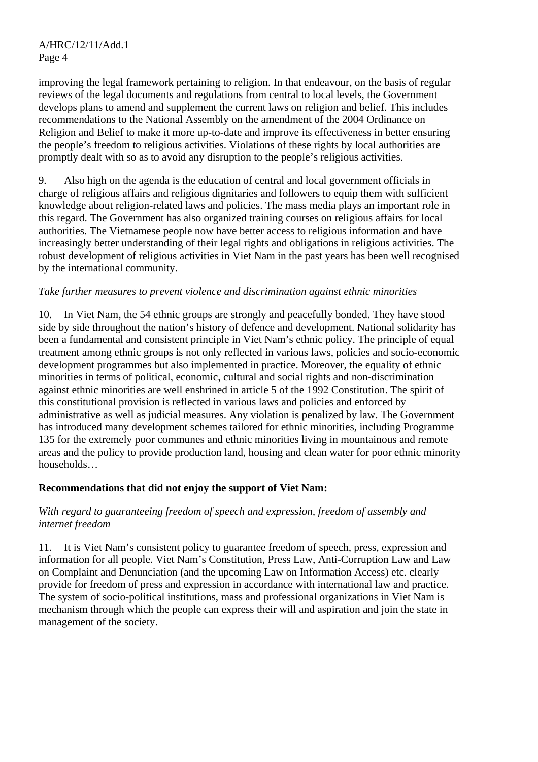improving the legal framework pertaining to religion. In that endeavour, on the basis of regular reviews of the legal documents and regulations from central to local levels, the Government develops plans to amend and supplement the current laws on religion and belief. This includes recommendations to the National Assembly on the amendment of the 2004 Ordinance on Religion and Belief to make it more up-to-date and improve its effectiveness in better ensuring the people's freedom to religious activities. Violations of these rights by local authorities are promptly dealt with so as to avoid any disruption to the people's religious activities.

9. Also high on the agenda is the education of central and local government officials in charge of religious affairs and religious dignitaries and followers to equip them with sufficient knowledge about religion-related laws and policies. The mass media plays an important role in this regard. The Government has also organized training courses on religious affairs for local authorities. The Vietnamese people now have better access to religious information and have increasingly better understanding of their legal rights and obligations in religious activities. The robust development of religious activities in Viet Nam in the past years has been well recognised by the international community.

*Take further measures to prevent violence and discrimination against ethnic minorities*

10. In Viet Nam, the 54 ethnic groups are strongly and peacefully bonded. They have stood side by side throughout the nation's history of defence and development. National solidarity has been a fundamental and consistent principle in Viet Nam's ethnic policy. The principle of equal treatment among ethnic groups is not only reflected in various laws, policies and socio-economic development programmes but also implemented in practice. Moreover, the equality of ethnic minorities in terms of political, economic, cultural and social rights and non-discrimination against ethnic minorities are well enshrined in article 5 of the 1992 Constitution. The spirit of this constitutional provision is reflected in various laws and policies and enforced by administrative as well as judicial measures. Any violation is penalized by law. The Government has introduced many development schemes tailored for ethnic minorities, including Programme 135 for the extremely poor communes and ethnic minorities living in mountainous and remote areas and the policy to provide production land, housing and clean water for poor ethnic minority households…

**Recommendations that did not enjoy the support of Viet Nam:**

*With regard to guaranteeing freedom of speech and expression, freedom of assembly and internet freedom*

11. It is Viet Nam's consistent policy to guarantee freedom of speech, press, expression and information for all people. Viet Nam's Constitution, Press Law, Anti-Corruption Law and Law on Complaint and Denunciation (and the upcoming Law on Information Access) etc. clearly provide for freedom of press and expression in accordance with international law and practice. The system of socio-political institutions, mass and professional organizations in Viet Nam is mechanism through which the people can express their will and aspiration and join the state in management of the society.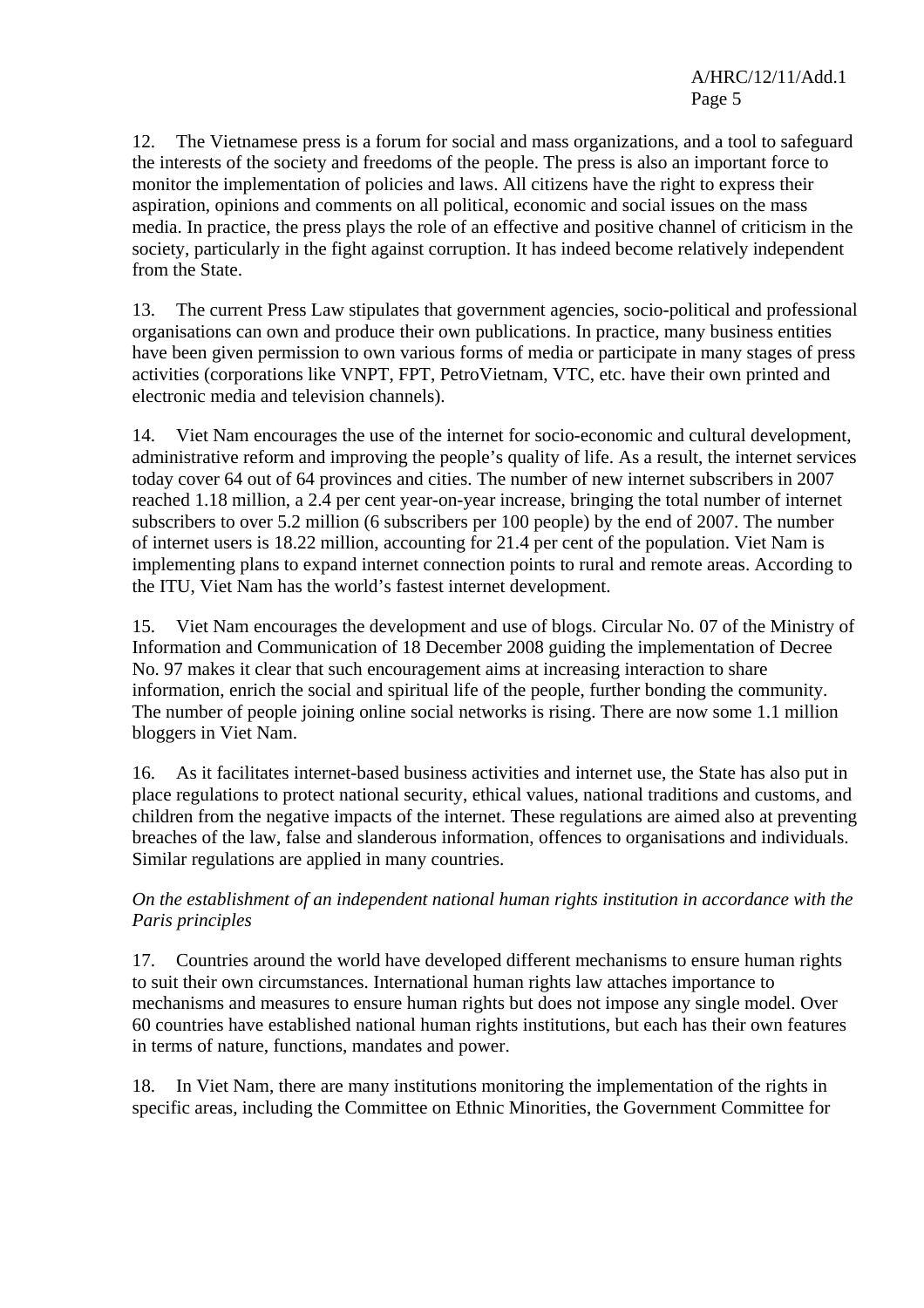12. The Vietnamese press is a forum for social and mass organizations, and a tool to safeguard the interests of the society and freedoms of the people. The press is also an important force to monitor the implementation of policies and laws. All citizens have the right to express their aspiration, opinions and comments on all political, economic and social issues on the mass media. In practice, the press plays the role of an effective and positive channel of criticism in the society, particularly in the fight against corruption. It has indeed become relatively independent from the State.

13. The current Press Law stipulates that government agencies, socio-political and professional organisations can own and produce their own publications. In practice, many business entities have been given permission to own various forms of media or participate in many stages of press activities (corporations like VNPT, FPT, PetroVietnam, VTC, etc. have their own printed and electronic media and television channels).

14. Viet Nam encourages the use of the internet for socio-economic and cultural development, administrative reform and improving the people's quality of life. As a result, the internet services today cover 64 out of 64 provinces and cities. The number of new internet subscribers in 2007 reached 1.18 million, a 2.4 per cent year-on-year increase, bringing the total number of internet subscribers to over 5.2 million (6 subscribers per 100 people) by the end of 2007. The number of internet users is 18.22 million, accounting for 21.4 per cent of the population. Viet Nam is implementing plans to expand internet connection points to rural and remote areas. According to the ITU, Viet Nam has the world's fastest internet development.

15. Viet Nam encourages the development and use of blogs. Circular No. 07 of the Ministry of Information and Communication of 18 December 2008 guiding the implementation of Decree No. 97 makes it clear that such encouragement aims at increasing interaction to share information, enrich the social and spiritual life of the people, further bonding the community. The number of people joining online social networks is rising. There are now some 1.1 million bloggers in Viet Nam.

16. As it facilitates internet-based business activities and internet use, the State has also put in place regulations to protect national security, ethical values, national traditions and customs, and children from the negative impacts of the internet. These regulations are aimed also at preventing breaches of the law, false and slanderous information, offences to organisations and individuals. Similar regulations are applied in many countries.

*On the establishment of an independent national human rights institution in accordance with the Paris principles*

17. Countries around the world have developed different mechanisms to ensure human rights to suit their own circumstances. International human rights law attaches importance to mechanisms and measures to ensure human rights but does not impose any single model. Over 60 countries have established national human rights institutions, but each has their own features in terms of nature, functions, mandates and power.

18. In Viet Nam, there are many institutions monitoring the implementation of the rights in specific areas, including the Committee on Ethnic Minorities, the Government Committee for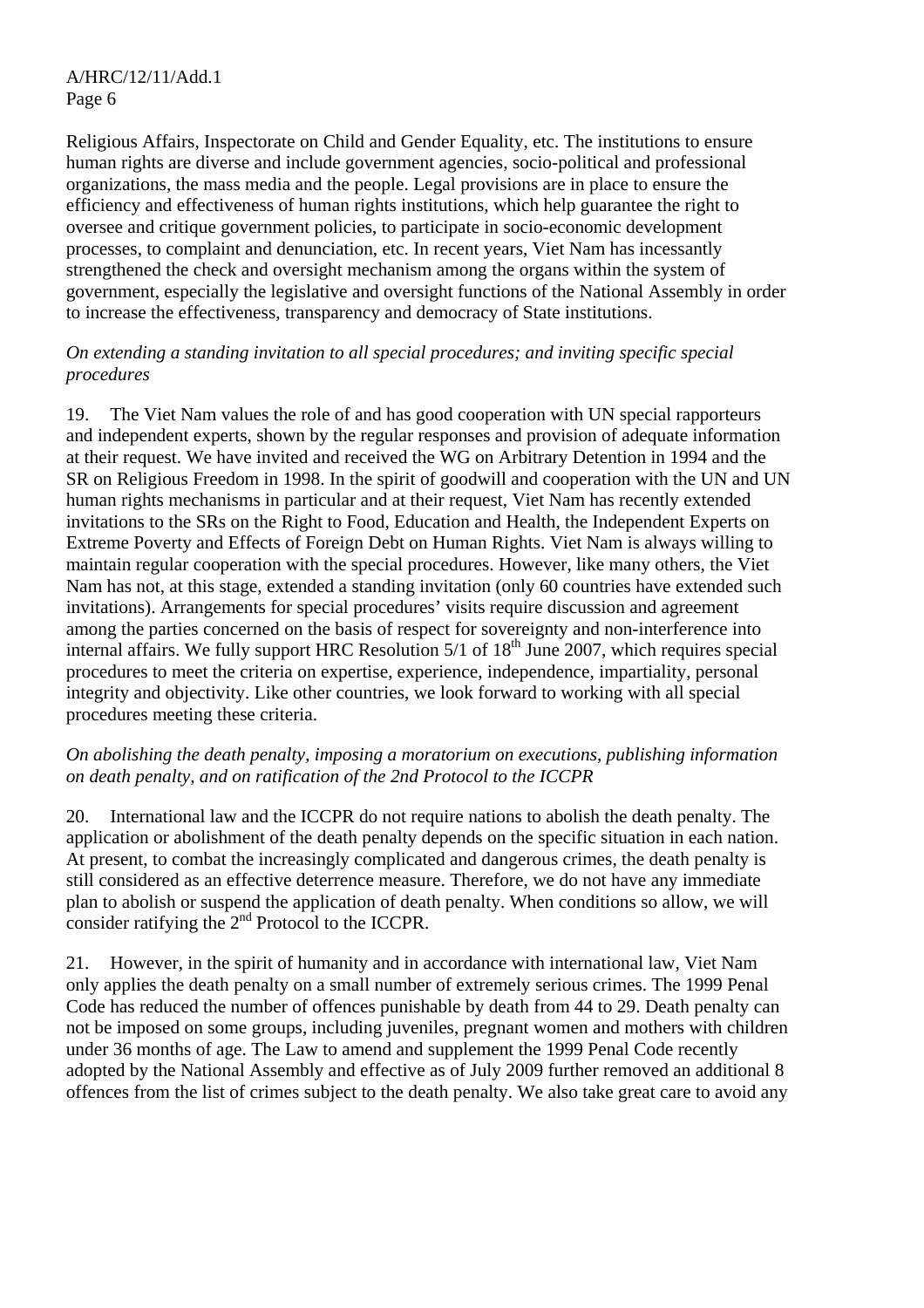Religious Affairs, Inspectorate on Child and Gender Equality, etc. The institutions to ensure human rights are diverse and include government agencies, socio-political and professional organizations, the mass media and the people. Legal provisions are in place to ensure the efficiency and effectiveness of human rights institutions, which help guarantee the right to oversee and critique government policies, to participate in socio-economic development processes, to complaint and denunciation, etc. In recent years, Viet Nam has incessantly strengthened the check and oversight mechanism among the organs within the system of government, especially the legislative and oversight functions of the National Assembly in order to increase the effectiveness, transparency and democracy of State institutions.

*On extending a standing invitation to all special procedures; and inviting specific special procedures*

19. The Viet Nam values the role of and has good cooperation with UN special rapporteurs and independent experts, shown by the regular responses and provision of adequate information at their request. We have invited and received the WG on Arbitrary Detention in 1994 and the SR on Religious Freedom in 1998. In the spirit of goodwill and cooperation with the UN and UN human rights mechanisms in particular and at their request, Viet Nam has recently extended invitations to the SRs on the Right to Food, Education and Health, the Independent Experts on Extreme Poverty and Effects of Foreign Debt on Human Rights. Viet Nam is always willing to maintain regular cooperation with the special procedures. However, like many others, the Viet Nam has not, at this stage, extended a standing invitation (only 60 countries have extended such invitations). Arrangements for special procedures' visits require discussion and agreement among the parties concerned on the basis of respect for sovereignty and non-interference into internal affairs. We fully support HRC Resolution 5/1 of 18th June 2007, which requires special procedures to meet the criteria on expertise, experience, independence, impartiality, personal integrity and objectivity. Like other countries, we look forward to working with all special procedures meeting these criteria.

*On abolishing the death penalty, imposing a moratorium on executions, publishing information on death penalty, and on ratification of the 2nd Protocol to the ICCPR*

20. International law and the ICCPR do not require nations to abolish the death penalty. The application or abolishment of the death penalty depends on the specific situation in each nation. At present, to combat the increasingly complicated and dangerous crimes, the death penalty is still considered as an effective deterrence measure. Therefore, we do not have any immediate plan to abolish or suspend the application of death penalty. When conditions so allow, we will consider ratifying the 2nd Protocol to the ICCPR.

21. However, in the spirit of humanity and in accordance with international law, Viet Nam only applies the death penalty on a small number of extremely serious crimes. The 1999 Penal Code has reduced the number of offences punishable by death from 44 to 29. Death penalty can not be imposed on some groups, including juveniles, pregnant women and mothers with children under 36 months of age. The Law to amend and supplement the 1999 Penal Code recently adopted by the National Assembly and effective as of July 2009 further removed an additional 8 offences from the list of crimes subject to the death penalty. We also take great care to avoid any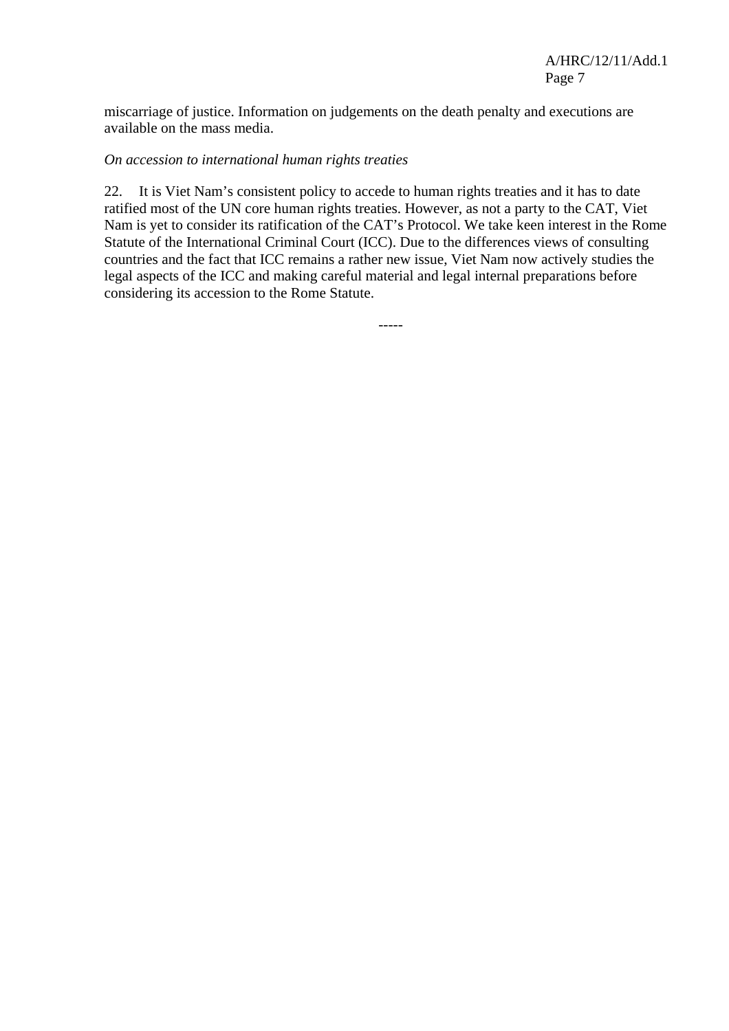miscarriage of justice. Information on judgements on the death penalty and executions are available on the mass media.

*On accession to international human rights treaties*

22. It is Viet Nam's consistent policy to accede to human rights treaties and it has to date ratified most of the UN core human rights treaties. However, as not a party to the CAT, Viet Nam is yet to consider its ratification of the CAT's Protocol. We take keen interest in the Rome Statute of the International Criminal Court (ICC). Due to the differences views of consulting countries and the fact that ICC remains a rather new issue, Viet Nam now actively studies the legal aspects of the ICC and making careful material and legal internal preparations before considering its accession to the Rome Statute.

-----